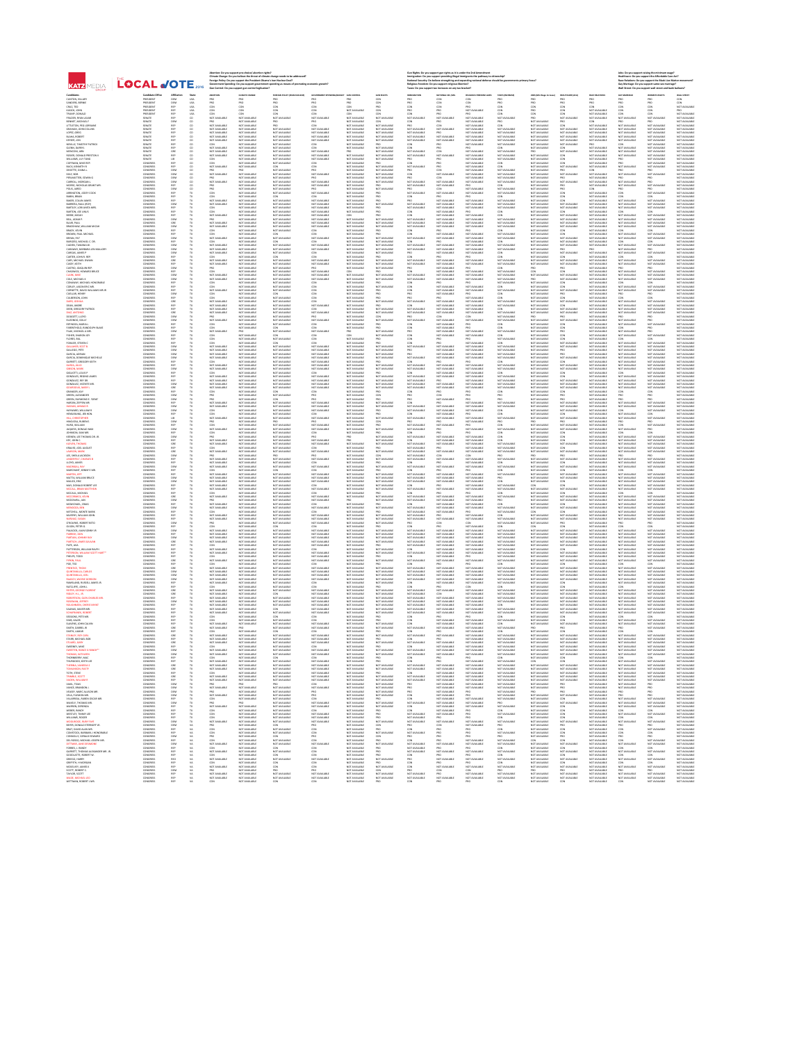# THE LOCAL VOTE 2016

**Abortion:** Do you support pro-choice/ abortion rights?
**Climate Change:** Do you believe the threat of climate change needs to be addressed?
**Foreign Policy:** Do you support the President Obama's Iran Nuclear Deal?
**Government Spending:** Do you support government spending as means of promoting economic growth?
**Gun Control:** Do you support gun control legislation?

**Gun Rights:** Do you support gun rights as it is under the 2nd Amendment?
**Immigration:** Do you support providing illegal immigrants the pathway to citizenship?
**National Security:** Do you believe strengthening and expanding national defense should be government's primary focus?
**Religious Freedom:** Do you support religious liberties?
**Taxes:** Do you support tax increases on any tax bracket?

**Jobs:** Do you support raising the minimum wage?
**Healthcare:** Do you support the Affordable Care Act?
**Race Relations:** Do you support the Black Lives Matter movement?
**Gay Marriage:** Do you support same-sex marriage?
**Wall Street:** Do you support wall street and bank bailouts?

| Candidates | Candidate Office | Affiliation | State | Abortion | Climate Change | Foreign Policy (Iran Deal) | Government Spending/Budget | Gun Control | Gun Rights | Immigration | National Security | Religious Freedom | Taxes | Jobs (Min Wage Increase) | Healthcare | Race Relations | Gay Marriage | Women's Rights | Wall Street |
|---|---|---|---|---|---|---|---|---|---|---|---|---|---|---|---|---|---|---|---|